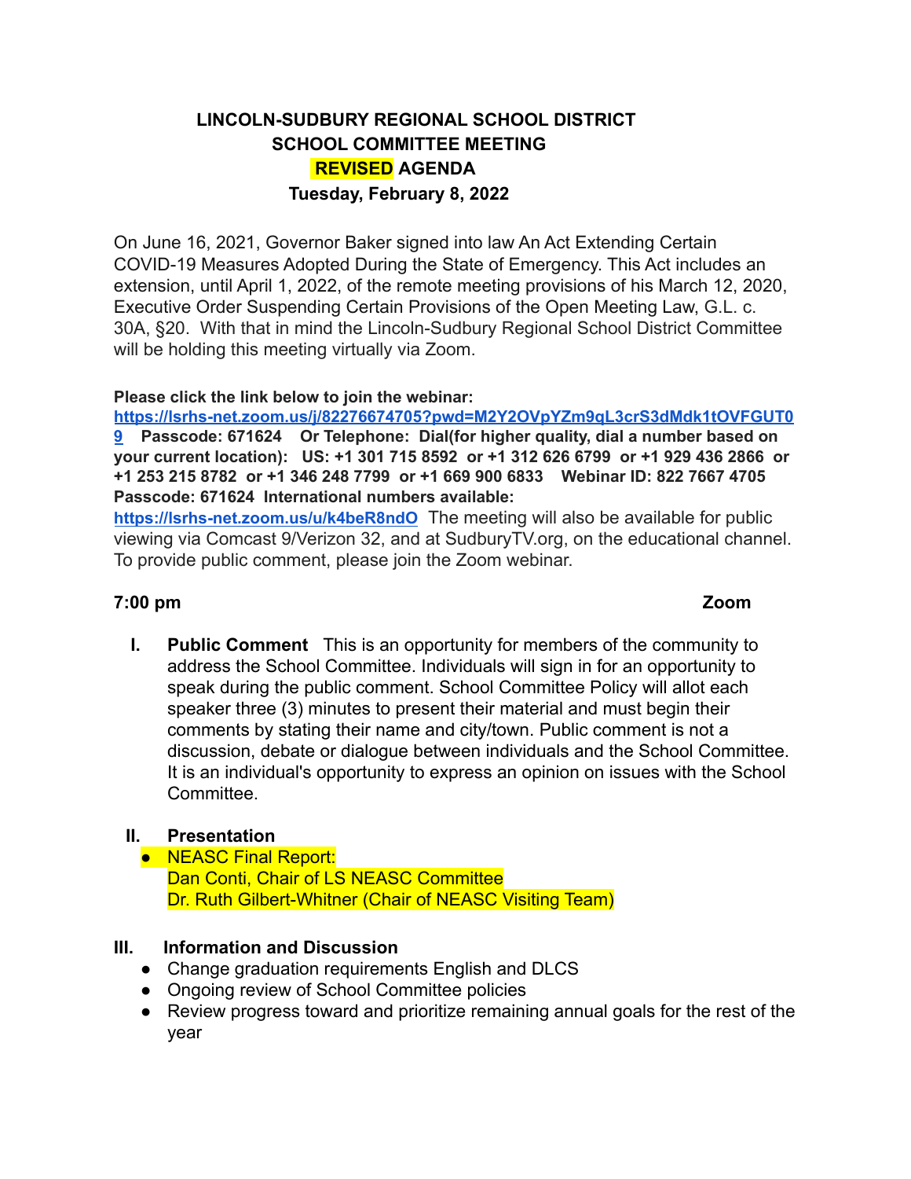# LINCOLN-SUDBURY REGIONAL SCHOOL DISTRICT
## SCHOOL COMMITTEE MEETING
## REVISED AGENDA
## Tuesday, February 8, 2022

On June 16, 2021, Governor Baker signed into law An Act Extending Certain COVID-19 Measures Adopted During the State of Emergency. This Act includes an extension, until April 1, 2022, of the remote meeting provisions of his March 12, 2020, Executive Order Suspending Certain Provisions of the Open Meeting Law, G.L. c. 30A, §20. With that in mind the Lincoln-Sudbury Regional School District Committee will be holding this meeting virtually via Zoom.

**Please click the link below to join the webinar:** **https://lsrhs-net.zoom.us/j/82276674705?pwd=M2Y2OVpYZm9qL3crS3dMdk1tOVFGUT09** **Passcode: 671624 Or Telephone: Dial(for higher quality, dial a number based on your current location): US: +1 301 715 8592 or +1 312 626 6799 or +1 929 436 2866 or +1 253 215 8782 or +1 346 248 7799 or +1 669 900 6833 Webinar ID: 822 7667 4705 Passcode: 671624 International numbers available:** **https://lsrhs-net.zoom.us/u/k4beR8ndO** The meeting will also be available for public viewing via Comcast 9/Verizon 32, and at SudburyTV.org, on the educational channel. To provide public comment, please join the Zoom webinar.

**7:00 pm** **Zoom**

**I. Public Comment** This is an opportunity for members of the community to address the School Committee. Individuals will sign in for an opportunity to speak during the public comment. School Committee Policy will allot each speaker three (3) minutes to present their material and must begin their comments by stating their name and city/town. Public comment is not a discussion, debate or dialogue between individuals and the School Committee. It is an individual's opportunity to express an opinion on issues with the School Committee.

**II. Presentation**

- NEASC Final Report:
  Dan Conti, Chair of LS NEASC Committee
  Dr. Ruth Gilbert-Whitner (Chair of NEASC Visiting Team)

**III. Information and Discussion**

- Change graduation requirements English and DLCS
- Ongoing review of School Committee policies
- Review progress toward and prioritize remaining annual goals for the rest of the year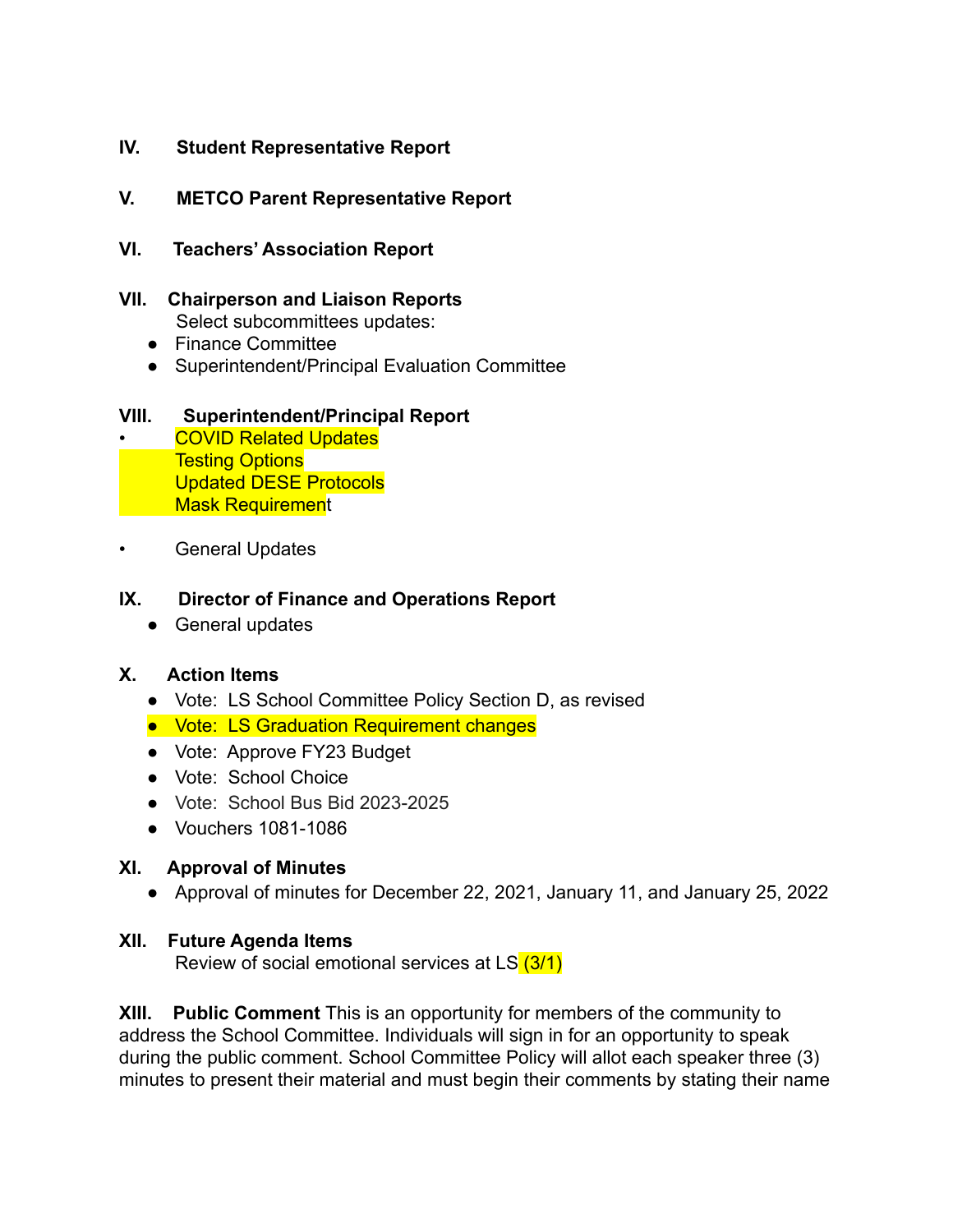**IV. Student Representative Report**

**V. METCO Parent Representative Report**

**VI. Teachers' Association Report**

**VII. Chairperson and Liaison Reports**

Select subcommittees updates:

- Finance Committee
- Superintendent/Principal Evaluation Committee

**VIII. Superintendent/Principal Report**

- COVID Related Updates
  Testing Options
  Updated DESE Protocols
  Mask Requirement

- General Updates

**IX. Director of Finance and Operations Report**

- General updates

**X. Action Items**

- Vote: LS School Committee Policy Section D, as revised
- Vote: LS Graduation Requirement changes
- Vote: Approve FY23 Budget
- Vote: School Choice
- Vote: School Bus Bid 2023-2025
- Vouchers 1081-1086

**XI. Approval of Minutes**

- Approval of minutes for December 22, 2021, January 11, and January 25, 2022

**XII. Future Agenda Items**

Review of social emotional services at LS (3/1)

**XIII. Public Comment** This is an opportunity for members of the community to address the School Committee. Individuals will sign in for an opportunity to speak during the public comment. School Committee Policy will allot each speaker three (3) minutes to present their material and must begin their comments by stating their name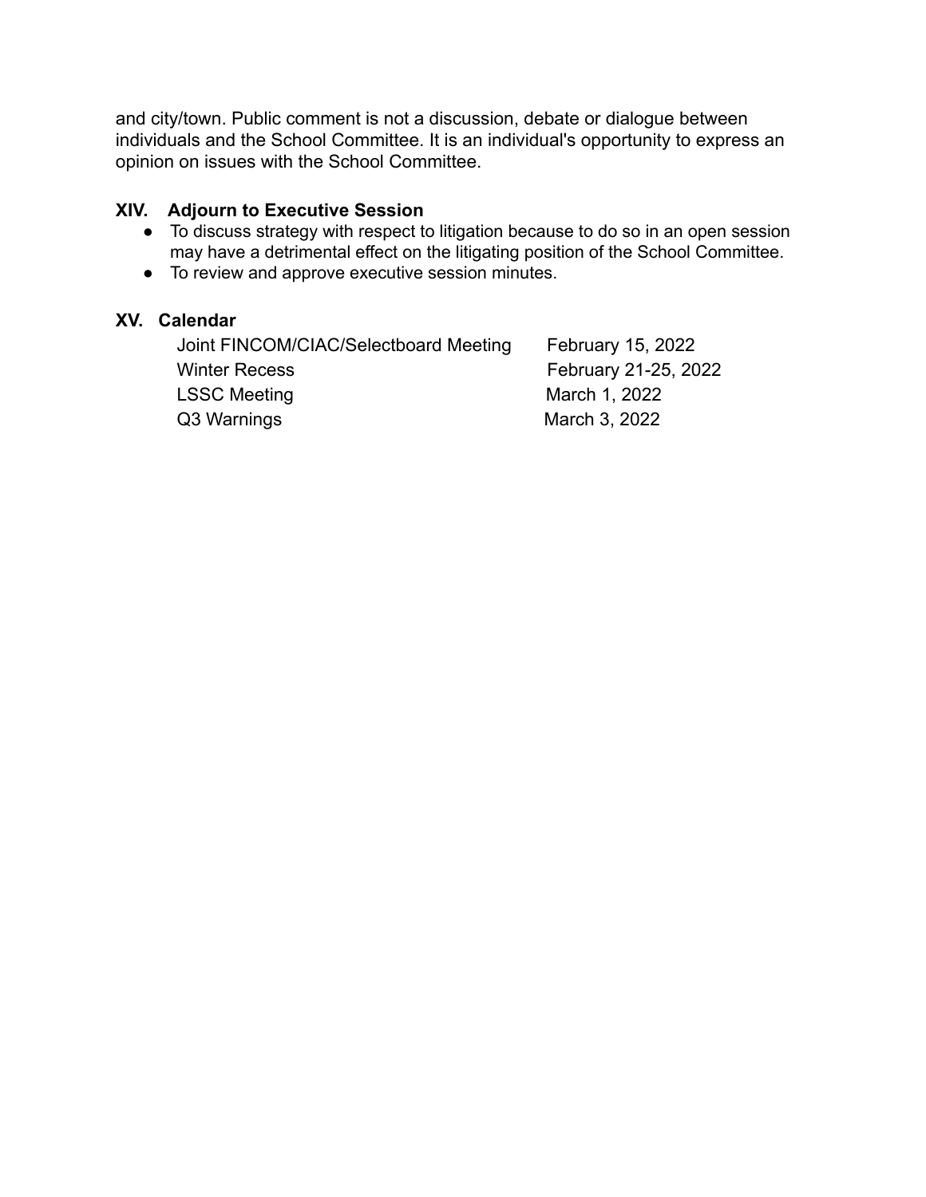and city/town. Public comment is not a discussion, debate or dialogue between individuals and the School Committee. It is an individual's opportunity to express an opinion on issues with the School Committee.

## XIV. Adjourn to Executive Session

- To discuss strategy with respect to litigation because to do so in an open session may have a detrimental effect on the litigating position of the School Committee.
- To review and approve executive session minutes.

## XV. Calendar

| | |
|---|---|
| Joint FINCOM/CIAC/Selectboard Meeting | February 15, 2022 |
| Winter Recess | February 21-25, 2022 |
| LSSC Meeting | March 1, 2022 |
| Q3 Warnings | March 3, 2022 |